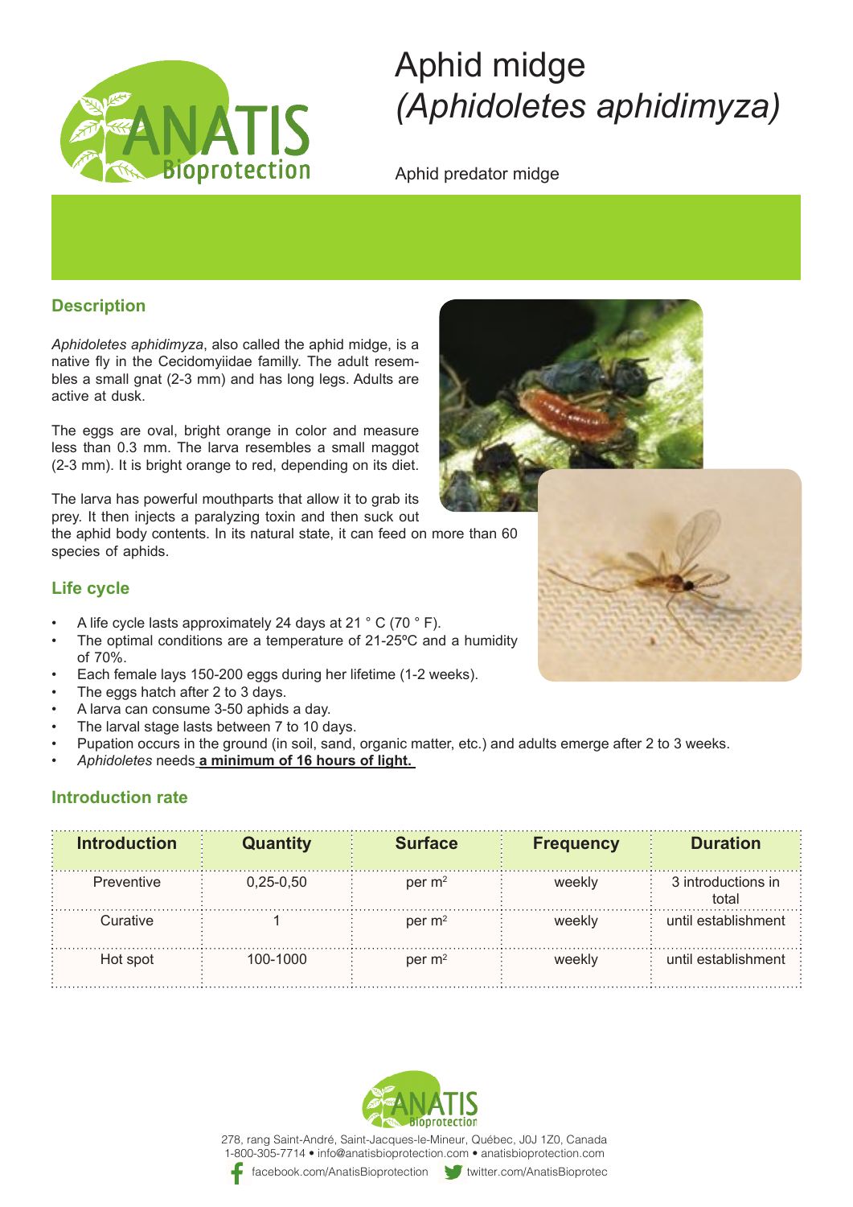# Aphid midge *(Aphidoletes aphidimyza)*

Aphid predator midge

## Description

*Aphidoletes aphidimyza*, also called the aphid midge, is a native fly in the Cecidomyiidae familly. The adult resembles a small gnat (2-3 mm) and has long legs. Adults are active at dusk.

The eggs are oval, bright orange in color and measure less than 0.3 mm. The larva resembles a small maggot (2-3 mm). It is bright orange to red, depending on its diet.

The larva has powerful mouthparts that allow it to grab its prey. It then injects a paralyzing toxin and then suck out the aphid body contents. In its natural state, it can feed on more than 60 species of aphids.

## Life cycle

- A life cycle lasts approximately 24 days at 21 ° C (70 ° F).
- The optimal conditions are a temperature of 21-25ºC and a humidity of 70%.
- Each female lays 150-200 eggs during her lifetime (1-2 weeks).
- The eggs hatch after 2 to 3 days.
- A larva can consume 3-50 aphids a day.
- The larval stage lasts between 7 to 10 days.
- Pupation occurs in the ground (in soil, sand, organic matter, etc.) and adults emerge after 2 to 3 weeks.
- *Aphidoletes* needs **a minimum of 16 hours of light.**

## Introduction rate

| Introduction | Quantity | Surface | Frequency | Duration |
|---|---|---|---|---|
| Preventive | 0,25-0,50 | per m$^2$ | weekly | 3 introductions in total |
| Curative | 1 | per m$^2$ | weekly | until establishment |
| Hot spot | 100-1000 | per m$^2$ | weekly | until establishment |

278, rang Saint-André, Saint-Jacques-le-Mineur, Québec, J0J 1Z0, Canada
1-800-305-7714 • info@anatisbioprotection.com • anatisbioprotection.com
facebook.com/AnatisBioprotection twitter.com/AnatisBioprotec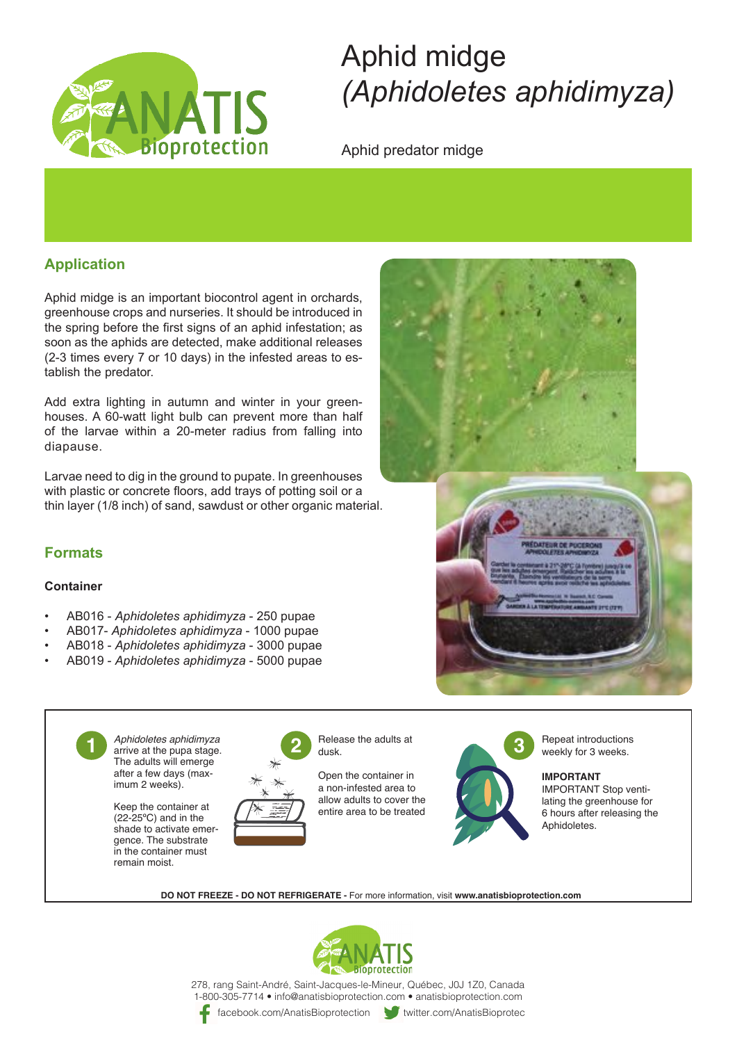# Aphid midge *(Aphidoletes aphidimyza)*

Aphid predator midge

## Application

Aphid midge is an important biocontrol agent in orchards, greenhouse crops and nurseries. It should be introduced in the spring before the first signs of an aphid infestation; as soon as the aphids are detected, make additional releases (2-3 times every 7 or 10 days) in the infested areas to establish the predator.

Add extra lighting in autumn and winter in your greenhouses. A 60-watt light bulb can prevent more than half of the larvae within a 20-meter radius from falling into diapause.

Larvae need to dig in the ground to pupate. In greenhouses with plastic or concrete floors, add trays of potting soil or a thin layer (1/8 inch) of sand, sawdust or other organic material.

## Formats

**Container**

- AB016 - *Aphidoletes aphidimyza* - 250 pupae
- AB017- *Aphidoletes aphidimyza* - 1000 pupae
- AB018 - *Aphidoletes aphidimyza* - 3000 pupae
- AB019 - *Aphidoletes aphidimyza* - 5000 pupae

**1** *Aphidoletes aphidimyza* arrive at the pupa stage. The adults will emerge after a few days (maximum 2 weeks).

Keep the container at (22-25ºC) and in the shade to activate emergence. The substrate in the container must remain moist.

**2** Release the adults at dusk.

Open the container in a non-infested area to allow adults to cover the entire area to be treated

**3** Repeat introductions weekly for 3 weeks.

**IMPORTANT**
IMPORTANT Stop ventilating the greenhouse for 6 hours after releasing the Aphidoletes.

**DO NOT FREEZE - DO NOT REFRIGERATE -** For more information, visit **www.anatisbioprotection.com**

278, rang Saint-André, Saint-Jacques-le-Mineur, Québec, J0J 1Z0, Canada
1-800-305-7714 • info@anatisbioprotection.com • anatisbioprotection.com
facebook.com/AnatisBioprotection twitter.com/AnatisBioprotec